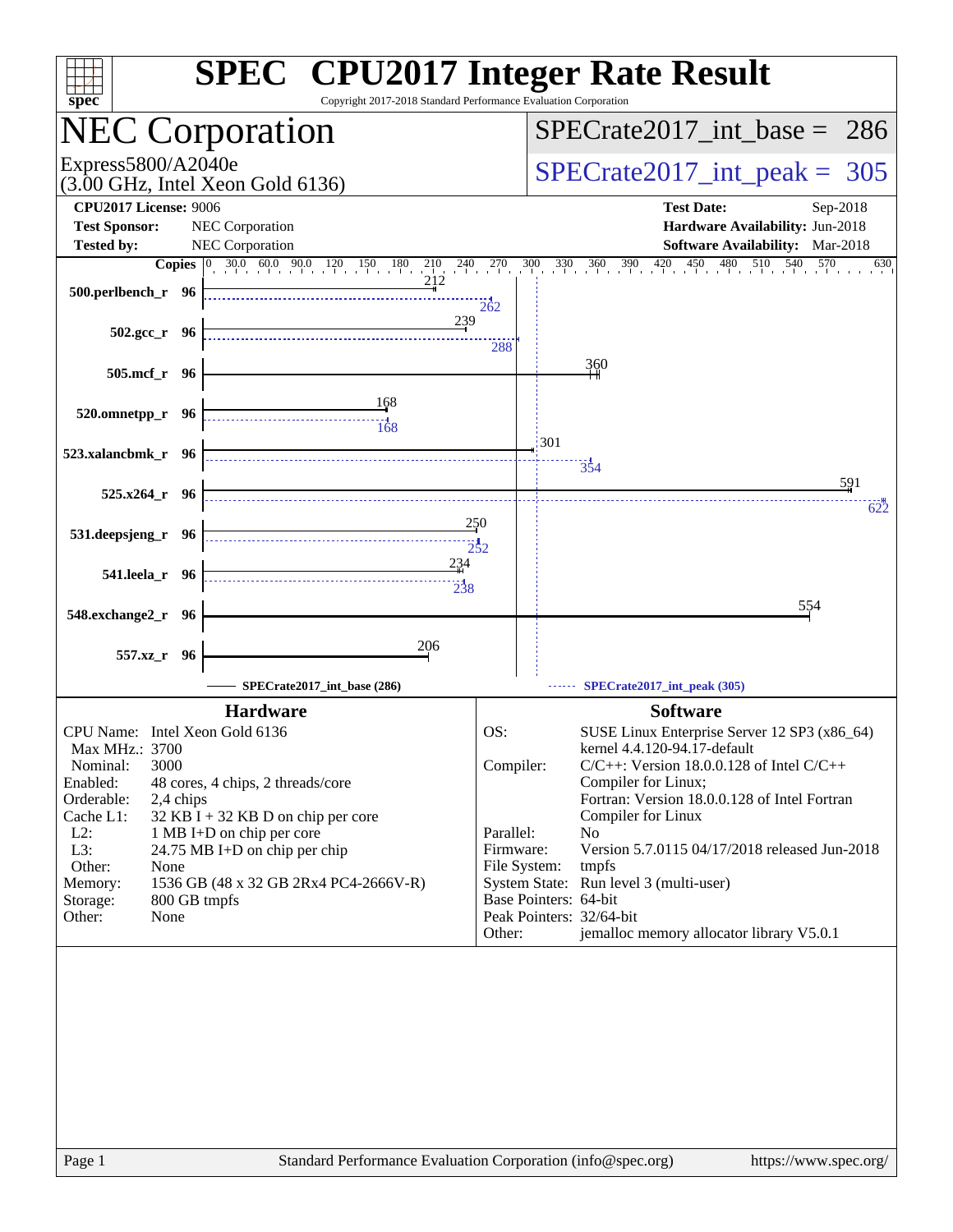# SPEC CPU2017 Integer Rate Result

Copyright 2017-2018 Standard Performance Evaluation Corporation

## NEC Corporation

Express5800/A2040e
(3.00 GHz, Intel Xeon Gold 6136)

SPECrate2017_int_base = 286

SPECrate2017_int_peak = 305

**CPU2017 License:** 9006
**Test Sponsor:** NEC Corporation
**Tested by:** NEC Corporation

**Test Date:** Sep-2018
**Hardware Availability:** Jun-2018
**Software Availability:** Mar-2018

| Benchmark | Copies | Base | Peak |
|---|---|---|---|
| 500.perlbench_r | 96 | 212 | 262 |
| 502.gcc_r | 96 | 239 | 288 |
| 505.mcf_r | 96 | 360 | |
| 520.omnetpp_r | 96 | 168 | 168 |
| 523.xalancbmk_r | 96 | 301 | 354 |
| 525.x264_r | 96 | 591 | 622 |
| 531.deepsjeng_r | 96 | 250 | 252 |
| 541.leela_r | 96 | 234 | 238 |
| 548.exchange2_r | 96 | 554 | |
| 557.xz_r | 96 | 206 | |

SPECrate2017_int_base (286)    SPECrate2017_int_peak (305)

### Hardware

| | |
|---|---|
| CPU Name: | Intel Xeon Gold 6136 |
| Max MHz.: | 3700 |
| Nominal: | 3000 |
| Enabled: | 48 cores, 4 chips, 2 threads/core |
| Orderable: | 2,4 chips |
| Cache L1: | 32 KB I + 32 KB D on chip per core |
| L2: | 1 MB I+D on chip per core |
| L3: | 24.75 MB I+D on chip per chip |
| Other: | None |
| Memory: | 1536 GB (48 x 32 GB 2Rx4 PC4-2666V-R) |
| Storage: | 800 GB tmpfs |
| Other: | None |

### Software

| | |
|---|---|
| OS: | SUSE Linux Enterprise Server 12 SP3 (x86_64) kernel 4.4.120-94.17-default |
| Compiler: | C/C++: Version 18.0.0.128 of Intel C/C++ Compiler for Linux; Fortran: Version 18.0.0.128 of Intel Fortran Compiler for Linux |
| Parallel: | No |
| Firmware: | Version 5.7.0115 04/17/2018 released Jun-2018 |
| File System: | tmpfs |
| System State: | Run level 3 (multi-user) |
| Base Pointers: | 64-bit |
| Peak Pointers: | 32/64-bit |
| Other: | jemalloc memory allocator library V5.0.1 |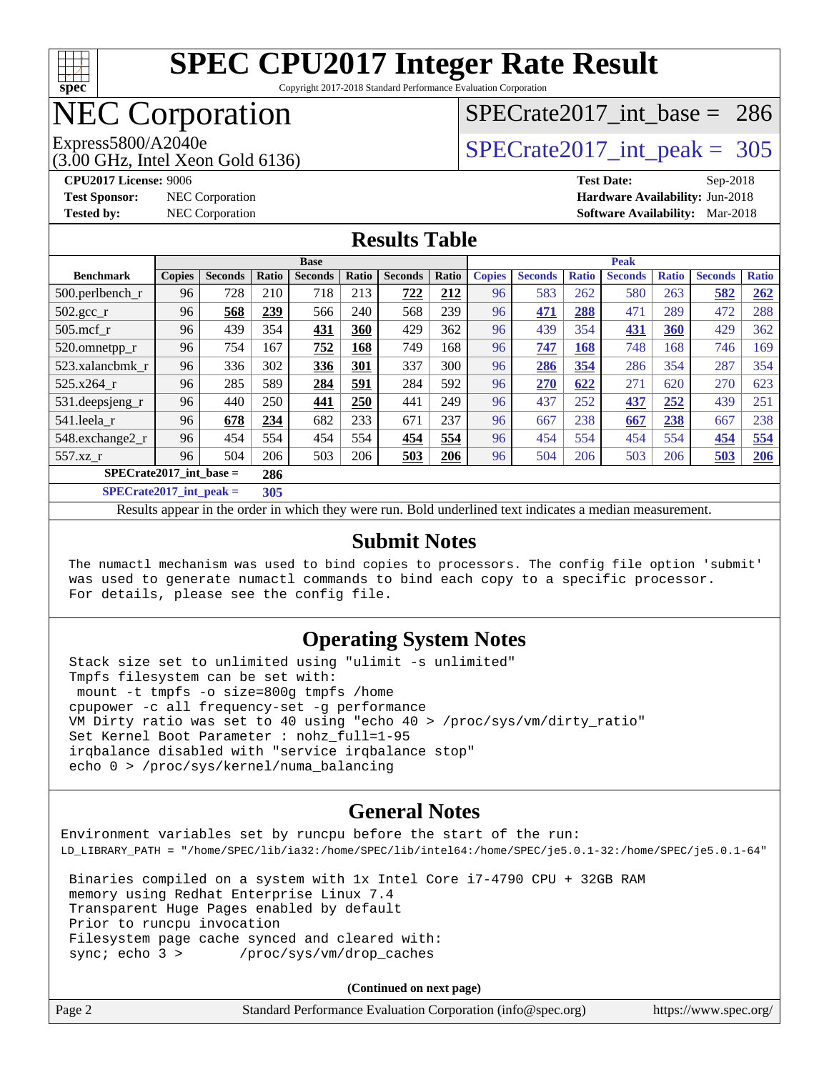# SPEC CPU2017 Integer Rate Result

Copyright 2017-2018 Standard Performance Evaluation Corporation

# NEC Corporation

Express5800/A2040e
(3.00 GHz, Intel Xeon Gold 6136)

SPECrate2017_int_base = 286

SPECrate2017_int_peak = 305

**CPU2017 License:** 9006
**Test Sponsor:** NEC Corporation
**Tested by:** NEC Corporation

**Test Date:** Sep-2018
**Hardware Availability:** Jun-2018
**Software Availability:** Mar-2018

## Results Table

| Benchmark | Base | | | | | | | Peak | | | | | | |
|---|---|---|---|---|---|---|---|---|---|---|---|---|---|---|
| | Copies | Seconds | Ratio | Seconds | Ratio | Seconds | Ratio | Copies | Seconds | Ratio | Seconds | Ratio | Seconds | Ratio |
| 500.perlbench_r | 96 | 728 | 210 | 718 | 213 | **722** | **212** | 96 | 583 | 262 | 580 | 263 | **582** | **262** |
| 502.gcc_r | 96 | **568** | **239** | 566 | 240 | 568 | 239 | 96 | **471** | **288** | 471 | 289 | 472 | 288 |
| 505.mcf_r | 96 | 439 | 354 | **431** | **360** | 429 | 362 | 96 | 439 | 354 | **431** | **360** | 429 | 362 |
| 520.omnetpp_r | 96 | 754 | 167 | **752** | **168** | 749 | 168 | 96 | **747** | **168** | 748 | 168 | 746 | 169 |
| 523.xalancbmk_r | 96 | 336 | 302 | **336** | **301** | 337 | 300 | 96 | **286** | **354** | 286 | 354 | 287 | 354 |
| 525.x264_r | 96 | 285 | 589 | **284** | **591** | 284 | 592 | 96 | **270** | **622** | 271 | 620 | 270 | 623 |
| 531.deepsjeng_r | 96 | 440 | 250 | **441** | **250** | 441 | 249 | 96 | 437 | 252 | **437** | **252** | 439 | 251 |
| 541.leela_r | 96 | **678** | **234** | 682 | 233 | 671 | 237 | 96 | 667 | 238 | **667** | **238** | 667 | 238 |
| 548.exchange2_r | 96 | 454 | 554 | 454 | 554 | **454** | **554** | 96 | 454 | 554 | 454 | 554 | **454** | **554** |
| 557.xz_r | 96 | 504 | 206 | 503 | 206 | **503** | **206** | 96 | 504 | 206 | 503 | 206 | **503** | **206** |

**SPECrate2017_int_base = 286**

**SPECrate2017_int_peak = 305**

Results appear in the order in which they were run. Bold underlined text indicates a median measurement.

## Submit Notes

```
The numactl mechanism was used to bind copies to processors. The config file option 'submit'
was used to generate numactl commands to bind each copy to a specific processor.
For details, please see the config file.
```

## Operating System Notes

```
Stack size set to unlimited using "ulimit -s unlimited"
Tmpfs filesystem can be set with:
 mount -t tmpfs -o size=800g tmpfs /home
cpupower -c all frequency-set -g performance
VM Dirty ratio was set to 40 using "echo 40 > /proc/sys/vm/dirty_ratio"
Set Kernel Boot Parameter : nohz_full=1-95
irqbalance disabled with "service irqbalance stop"
echo 0 > /proc/sys/kernel/numa_balancing
```

## General Notes

```
Environment variables set by runcpu before the start of the run:
LD_LIBRARY_PATH = "/home/SPEC/lib/ia32:/home/SPEC/lib/intel64:/home/SPEC/je5.0.1-32:/home/SPEC/je5.0.1-64"

 Binaries compiled on a system with 1x Intel Core i7-4790 CPU + 32GB RAM
 memory using Redhat Enterprise Linux 7.4
 Transparent Huge Pages enabled by default
 Prior to runcpu invocation
 Filesystem page cache synced and cleared with:
 sync; echo 3 >       /proc/sys/vm/drop_caches
```

**(Continued on next page)**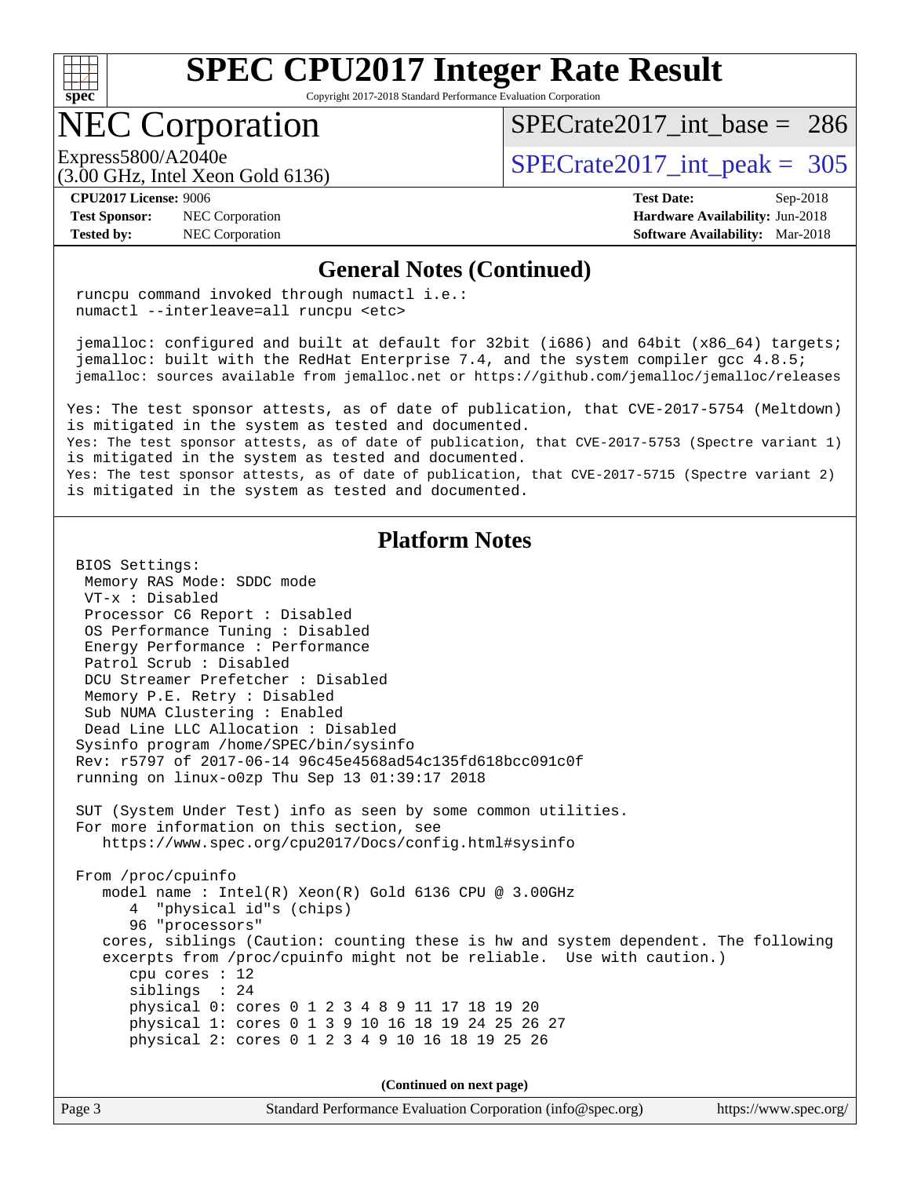# SPEC CPU2017 Integer Rate Result

Copyright 2017-2018 Standard Performance Evaluation Corporation

## NEC Corporation

Express5800/A2040e
(3.00 GHz, Intel Xeon Gold 6136)

SPECrate2017_int_base = 286

SPECrate2017_int_peak = 305

**CPU2017 License:** 9006
**Test Sponsor:** NEC Corporation
**Tested by:** NEC Corporation

**Test Date:** Sep-2018
**Hardware Availability:** Jun-2018
**Software Availability:** Mar-2018

## General Notes (Continued)

```
runcpu command invoked through numactl i.e.:
numactl --interleave=all runcpu <etc>

jemalloc: configured and built at default for 32bit (i686) and 64bit (x86_64) targets;
jemalloc: built with the RedHat Enterprise 7.4, and the system compiler gcc 4.8.5;
jemalloc: sources available from jemalloc.net or https://github.com/jemalloc/jemalloc/releases
```

Yes: The test sponsor attests, as of date of publication, that CVE-2017-5754 (Meltdown) is mitigated in the system as tested and documented.
Yes: The test sponsor attests, as of date of publication, that CVE-2017-5753 (Spectre variant 1) is mitigated in the system as tested and documented.
Yes: The test sponsor attests, as of date of publication, that CVE-2017-5715 (Spectre variant 2) is mitigated in the system as tested and documented.

## Platform Notes

```
BIOS Settings:
 Memory RAS Mode: SDDC mode
 VT-x : Disabled
 Processor C6 Report : Disabled
 OS Performance Tuning : Disabled
 Energy Performance : Performance
 Patrol Scrub : Disabled
 DCU Streamer Prefetcher : Disabled
 Memory P.E. Retry : Disabled
 Sub NUMA Clustering : Enabled
 Dead Line LLC Allocation : Disabled
Sysinfo program /home/SPEC/bin/sysinfo
Rev: r5797 of 2017-06-14 96c45e4568ad54c135fd618bcc091c0f
running on linux-o0zp Thu Sep 13 01:39:17 2018

SUT (System Under Test) info as seen by some common utilities.
For more information on this section, see
   https://www.spec.org/cpu2017/Docs/config.html#sysinfo

From /proc/cpuinfo
   model name : Intel(R) Xeon(R) Gold 6136 CPU @ 3.00GHz
      4  "physical id"s (chips)
      96 "processors"
   cores, siblings (Caution: counting these is hw and system dependent. The following
   excerpts from /proc/cpuinfo might not be reliable.  Use with caution.)
      cpu cores : 12
      siblings  : 24
      physical 0: cores 0 1 2 3 4 8 9 11 17 18 19 20
      physical 1: cores 0 1 3 9 10 16 18 19 24 25 26 27
      physical 2: cores 0 1 2 3 4 9 10 16 18 19 25 26
```

(Continued on next page)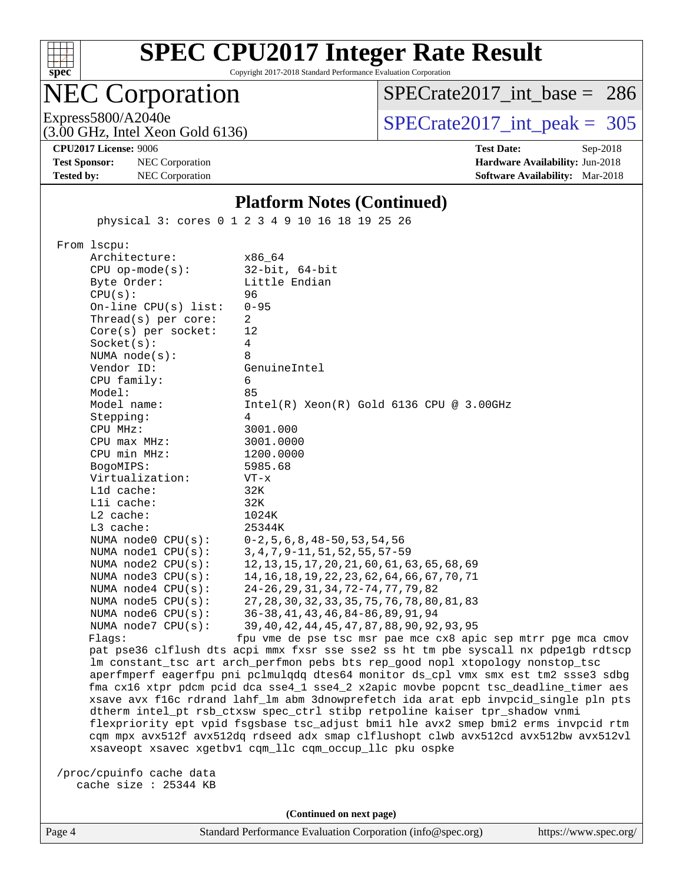# SPEC CPU2017 Integer Rate Result

Copyright 2017-2018 Standard Performance Evaluation Corporation

## NEC Corporation

Express5800/A2040e
(3.00 GHz, Intel Xeon Gold 6136)

SPECrate2017_int_base = 286

SPECrate2017_int_peak = 305

**CPU2017 License:** 9006
**Test Sponsor:** NEC Corporation
**Tested by:** NEC Corporation

**Test Date:** Sep-2018
**Hardware Availability:** Jun-2018
**Software Availability:** Mar-2018

### Platform Notes (Continued)

```
       physical 3: cores 0 1 2 3 4 9 10 16 18 19 25 26

 From lscpu:
      Architecture:          x86_64
      CPU op-mode(s):        32-bit, 64-bit
      Byte Order:            Little Endian
      CPU(s):                96
      On-line CPU(s) list:   0-95
      Thread(s) per core:    2
      Core(s) per socket:    12
      Socket(s):             4
      NUMA node(s):          8
      Vendor ID:             GenuineIntel
      CPU family:            6
      Model:                 85
      Model name:            Intel(R) Xeon(R) Gold 6136 CPU @ 3.00GHz
      Stepping:              4
      CPU MHz:               3001.000
      CPU max MHz:           3001.0000
      CPU min MHz:           1200.0000
      BogoMIPS:              5985.68
      Virtualization:        VT-x
      L1d cache:             32K
      L1i cache:             32K
      L2 cache:              1024K
      L3 cache:              25344K
      NUMA node0 CPU(s):     0-2,5,6,8,48-50,53,54,56
      NUMA node1 CPU(s):     3,4,7,9-11,51,52,55,57-59
      NUMA node2 CPU(s):     12,13,15,17,20,21,60,61,63,65,68,69
      NUMA node3 CPU(s):     14,16,18,19,22,23,62,64,66,67,70,71
      NUMA node4 CPU(s):     24-26,29,31,34,72-74,77,79,82
      NUMA node5 CPU(s):     27,28,30,32,33,35,75,76,78,80,81,83
      NUMA node6 CPU(s):     36-38,41,43,46,84-86,89,91,94
      NUMA node7 CPU(s):     39,40,42,44,45,47,87,88,90,92,93,95
      Flags:                fpu vme de pse tsc msr pae mce cx8 apic sep mtrr pge mca cmov
      pat pse36 clflush dts acpi mmx fxsr sse sse2 ss ht tm pbe syscall nx pdpe1gb rdtscp
      lm constant_tsc art arch_perfmon pebs bts rep_good nopl xtopology nonstop_tsc
      aperfmperf eagerfpu pni pclmulqdq dtes64 monitor ds_cpl vmx smx est tm2 ssse3 sdbg
      fma cx16 xtpr pdcm pcid dca sse4_1 sse4_2 x2apic movbe popcnt tsc_deadline_timer aes
      xsave avx f16c rdrand lahf_lm abm 3dnowprefetch ida arat epb invpcid_single pln pts
      dtherm intel_pt rsb_ctxsw spec_ctrl stibp retpoline kaiser tpr_shadow vnmi
      flexpriority ept vpid fsgsbase tsc_adjust bmi1 hle avx2 smep bmi2 erms invpcid rtm
      cqm mpx avx512f avx512dq rdseed adx smap clflushopt clwb avx512cd avx512bw avx512vl
      xsaveopt xsavec xgetbv1 cqm_llc cqm_occup_llc pku ospke

 /proc/cpuinfo cache data
    cache size : 25344 KB
```

(Continued on next page)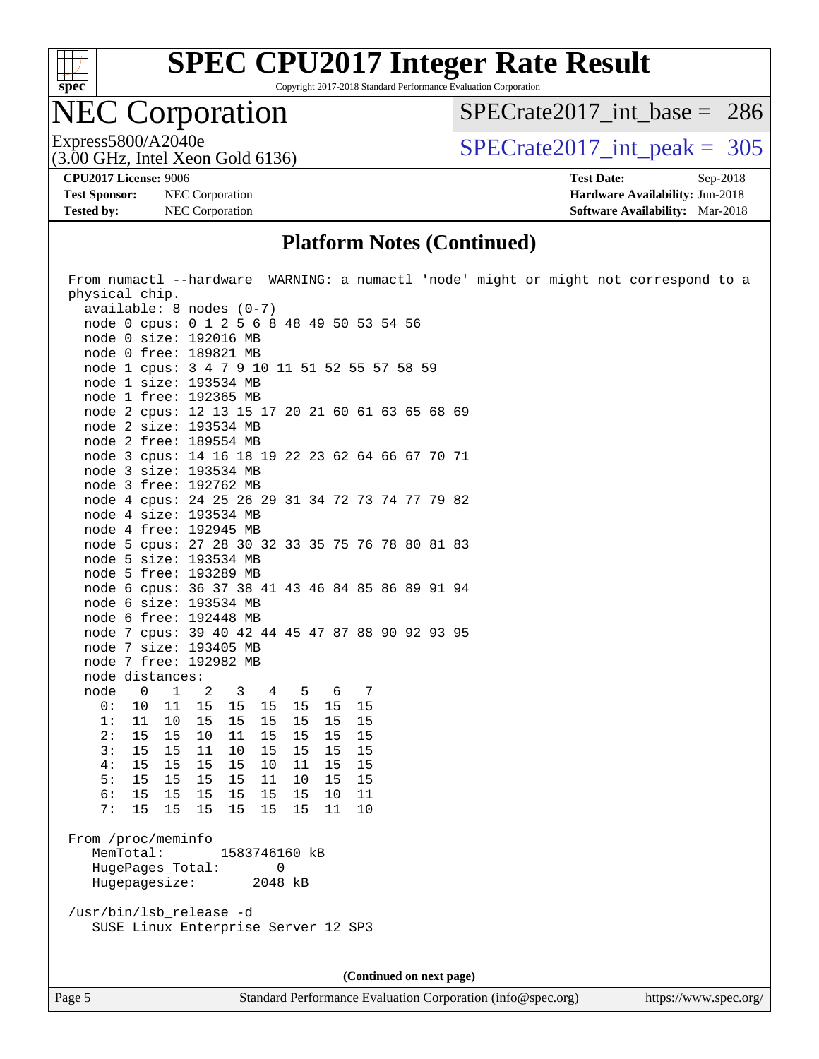# SPEC CPU2017 Integer Rate Result

Copyright 2017-2018 Standard Performance Evaluation Corporation

## NEC Corporation

Express5800/A2040e
(3.00 GHz, Intel Xeon Gold 6136)

SPECrate2017_int_base = 286

SPECrate2017_int_peak = 305

**CPU2017 License:** 9006
**Test Sponsor:** NEC Corporation
**Tested by:** NEC Corporation

**Test Date:** Sep-2018
**Hardware Availability:** Jun-2018
**Software Availability:** Mar-2018

### Platform Notes (Continued)

```
From numactl --hardware  WARNING: a numactl 'node' might or might not correspond to a
physical chip.
  available: 8 nodes (0-7)
  node 0 cpus: 0 1 2 5 6 8 48 49 50 53 54 56
  node 0 size: 192016 MB
  node 0 free: 189821 MB
  node 1 cpus: 3 4 7 9 10 11 51 52 55 57 58 59
  node 1 size: 193534 MB
  node 1 free: 192365 MB
  node 2 cpus: 12 13 15 17 20 21 60 61 63 65 68 69
  node 2 size: 193534 MB
  node 2 free: 189554 MB
  node 3 cpus: 14 16 18 19 22 23 62 64 66 67 70 71
  node 3 size: 193534 MB
  node 3 free: 192762 MB
  node 4 cpus: 24 25 26 29 31 34 72 73 74 77 79 82
  node 4 size: 193534 MB
  node 4 free: 192945 MB
  node 5 cpus: 27 28 30 32 33 35 75 76 78 80 81 83
  node 5 size: 193534 MB
  node 5 free: 193289 MB
  node 6 cpus: 36 37 38 41 43 46 84 85 86 89 91 94
  node 6 size: 193534 MB
  node 6 free: 192448 MB
  node 7 cpus: 39 40 42 44 45 47 87 88 90 92 93 95
  node 7 size: 193405 MB
  node 7 free: 192982 MB
  node distances:
  node   0   1   2   3   4   5   6   7
    0:  10  11  15  15  15  15  15  15
    1:  11  10  15  15  15  15  15  15
    2:  15  15  10  11  15  15  15  15
    3:  15  15  11  10  15  15  15  15
    4:  15  15  15  15  10  11  15  15
    5:  15  15  15  15  11  10  15  15
    6:  15  15  15  15  15  15  10  11
    7:  15  15  15  15  15  15  11  10

From /proc/meminfo
   MemTotal:       1583746160 kB
   HugePages_Total:       0
   Hugepagesize:       2048 kB

/usr/bin/lsb_release -d
   SUSE Linux Enterprise Server 12 SP3
```

(Continued on next page)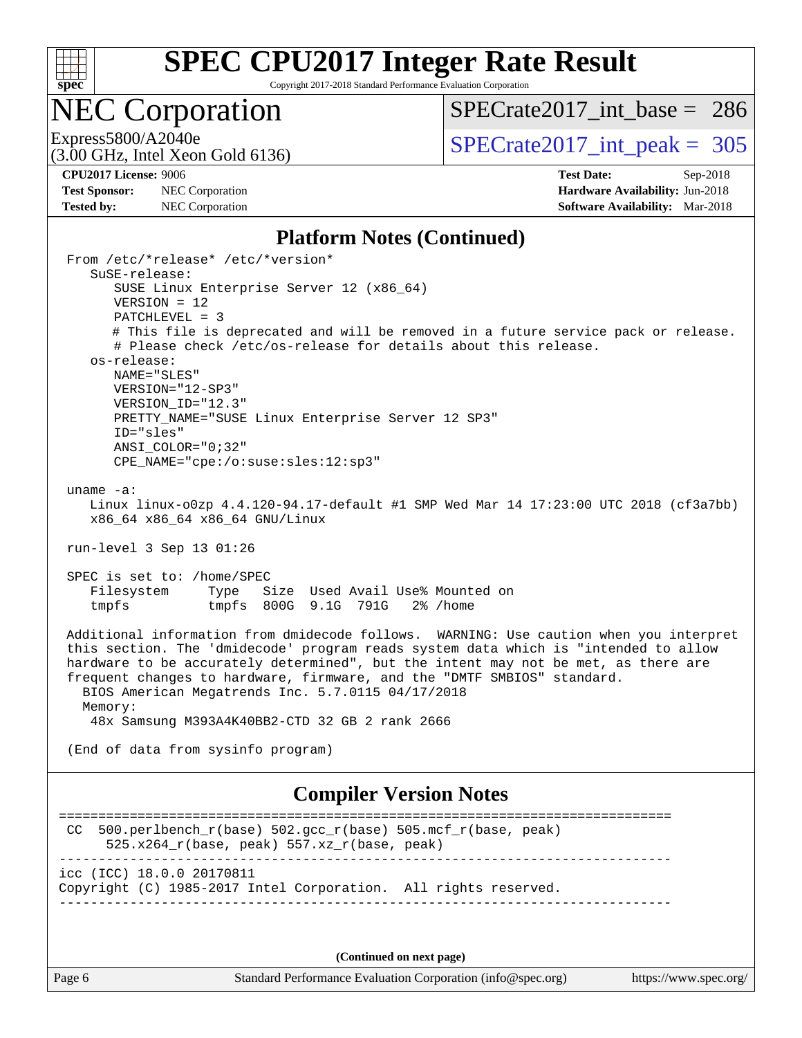## Platform Notes (Continued)

```
From /etc/*release* /etc/*version*
   SuSE-release:
      SUSE Linux Enterprise Server 12 (x86_64)
      VERSION = 12
      PATCHLEVEL = 3
      # This file is deprecated and will be removed in a future service pack or release.
      # Please check /etc/os-release for details about this release.
   os-release:
      NAME="SLES"
      VERSION="12-SP3"
      VERSION_ID="12.3"
      PRETTY_NAME="SUSE Linux Enterprise Server 12 SP3"
      ID="sles"
      ANSI_COLOR="0;32"
      CPE_NAME="cpe:/o:suse:sles:12:sp3"

uname -a:
   Linux linux-o0zp 4.4.120-94.17-default #1 SMP Wed Mar 14 17:23:00 UTC 2018 (cf3a7bb)
   x86_64 x86_64 x86_64 GNU/Linux

run-level 3 Sep 13 01:26

SPEC is set to: /home/SPEC
   Filesystem     Type   Size  Used Avail Use% Mounted on
   tmpfs          tmpfs  800G  9.1G  791G   2% /home

Additional information from dmidecode follows.  WARNING: Use caution when you interpret
this section. The 'dmidecode' program reads system data which is "intended to allow
hardware to be accurately determined", but the intent may not be met, as there are
frequent changes to hardware, firmware, and the "DMTF SMBIOS" standard.
  BIOS American Megatrends Inc. 5.7.0115 04/17/2018
  Memory:
    48x Samsung M393A4K40BB2-CTD 32 GB 2 rank 2666

(End of data from sysinfo program)
```

## Compiler Version Notes

```
==============================================================================
CC  500.perlbench_r(base) 502.gcc_r(base) 505.mcf_r(base, peak)
      525.x264_r(base, peak) 557.xz_r(base, peak)
------------------------------------------------------------------------------
icc (ICC) 18.0.0 20170811
Copyright (C) 1985-2017 Intel Corporation.  All rights reserved.
------------------------------------------------------------------------------
```

(Continued on next page)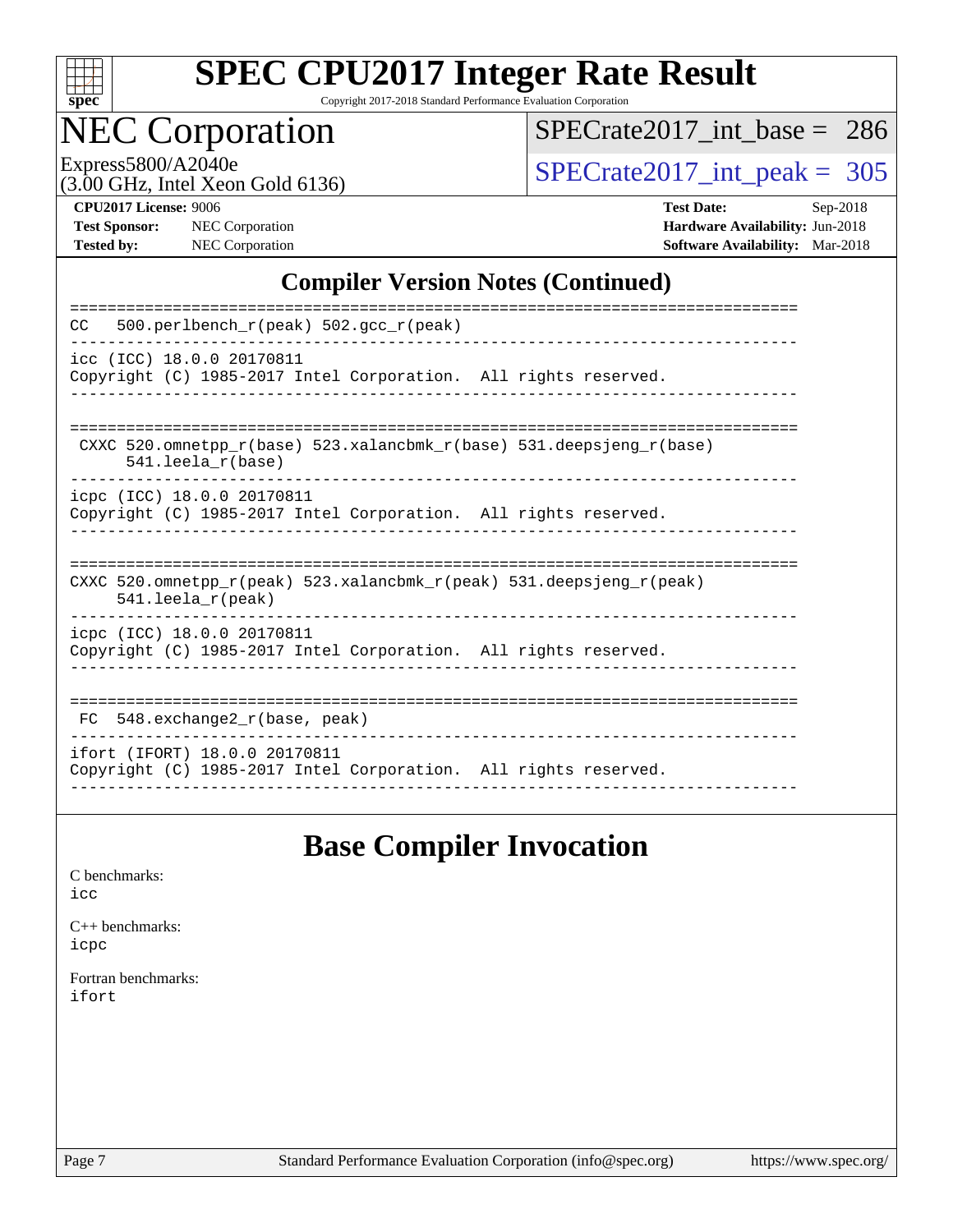## Compiler Version Notes (Continued)

```
==============================================================================
CC  500.perlbench_r(peak) 502.gcc_r(peak)
------------------------------------------------------------------------------
icc (ICC) 18.0.0 20170811
Copyright (C) 1985-2017 Intel Corporation.  All rights reserved.
------------------------------------------------------------------------------

==============================================================================
 CXXC 520.omnetpp_r(base) 523.xalancbmk_r(base) 531.deepsjeng_r(base)
      541.leela_r(base)
------------------------------------------------------------------------------
icpc (ICC) 18.0.0 20170811
Copyright (C) 1985-2017 Intel Corporation.  All rights reserved.
------------------------------------------------------------------------------

==============================================================================
CXXC 520.omnetpp_r(peak) 523.xalancbmk_r(peak) 531.deepsjeng_r(peak)
     541.leela_r(peak)
------------------------------------------------------------------------------
icpc (ICC) 18.0.0 20170811
Copyright (C) 1985-2017 Intel Corporation.  All rights reserved.
------------------------------------------------------------------------------

==============================================================================
 FC  548.exchange2_r(base, peak)
------------------------------------------------------------------------------
ifort (IFORT) 18.0.0 20170811
Copyright (C) 1985-2017 Intel Corporation.  All rights reserved.
------------------------------------------------------------------------------
```

## Base Compiler Invocation

C benchmarks:
icc

C++ benchmarks:
icpc

Fortran benchmarks:
ifort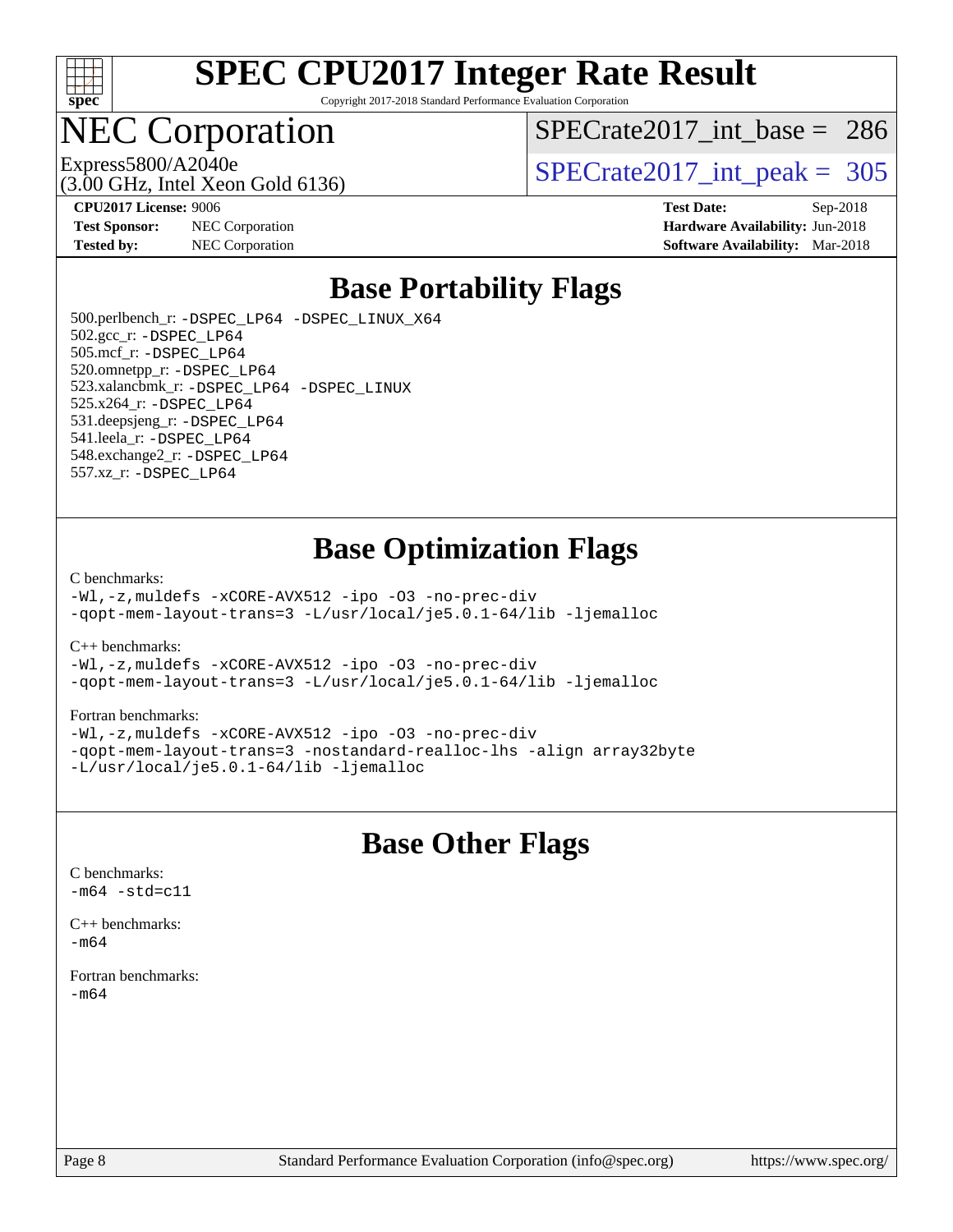# SPEC CPU2017 Integer Rate Result

Copyright 2017-2018 Standard Performance Evaluation Corporation

# NEC Corporation

Express5800/A2040e
(3.00 GHz, Intel Xeon Gold 6136)

SPECrate2017_int_base = 286

SPECrate2017_int_peak = 305

**CPU2017 License:** 9006
**Test Sponsor:** NEC Corporation
**Tested by:** NEC Corporation

**Test Date:** Sep-2018
**Hardware Availability:** Jun-2018
**Software Availability:** Mar-2018

## Base Portability Flags

500.perlbench_r: -DSPEC_LP64 -DSPEC_LINUX_X64
502.gcc_r: -DSPEC_LP64
505.mcf_r: -DSPEC_LP64
520.omnetpp_r: -DSPEC_LP64
523.xalancbmk_r: -DSPEC_LP64 -DSPEC_LINUX
525.x264_r: -DSPEC_LP64
531.deepsjeng_r: -DSPEC_LP64
541.leela_r: -DSPEC_LP64
548.exchange2_r: -DSPEC_LP64
557.xz_r: -DSPEC_LP64

## Base Optimization Flags

C benchmarks:
-Wl,-z,muldefs -xCORE-AVX512 -ipo -O3 -no-prec-div
-qopt-mem-layout-trans=3 -L/usr/local/je5.0.1-64/lib -ljemalloc

C++ benchmarks:
-Wl,-z,muldefs -xCORE-AVX512 -ipo -O3 -no-prec-div
-qopt-mem-layout-trans=3 -L/usr/local/je5.0.1-64/lib -ljemalloc

Fortran benchmarks:
-Wl,-z,muldefs -xCORE-AVX512 -ipo -O3 -no-prec-div
-qopt-mem-layout-trans=3 -nostandard-realloc-lhs -align array32byte
-L/usr/local/je5.0.1-64/lib -ljemalloc

## Base Other Flags

C benchmarks:
-m64 -std=c11

C++ benchmarks:
-m64

Fortran benchmarks:
-m64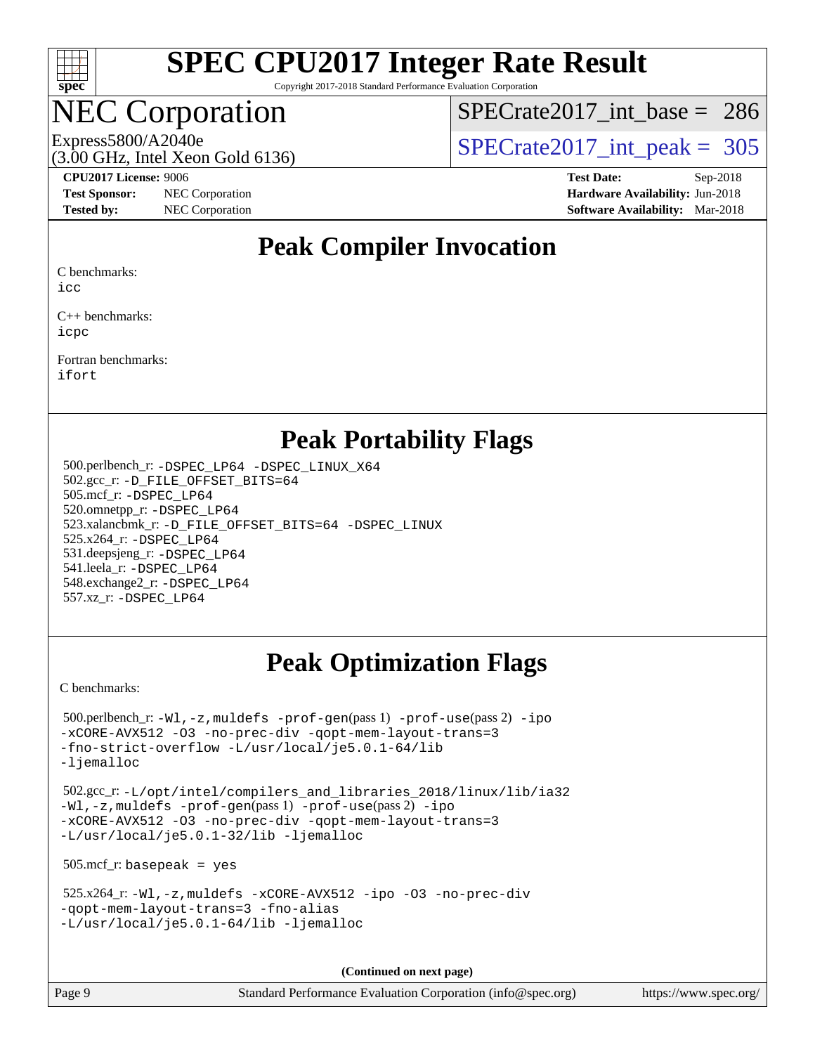# SPEC CPU2017 Integer Rate Result

Copyright 2017-2018 Standard Performance Evaluation Corporation

## NEC Corporation

Express5800/A2040e
(3.00 GHz, Intel Xeon Gold 6136)

SPECrate2017_int_base = 286

SPECrate2017_int_peak = 305

**CPU2017 License:** 9006
**Test Sponsor:** NEC Corporation
**Tested by:** NEC Corporation

**Test Date:** Sep-2018
**Hardware Availability:** Jun-2018
**Software Availability:** Mar-2018

## Peak Compiler Invocation

C benchmarks:
icc

C++ benchmarks:
icpc

Fortran benchmarks:
ifort

## Peak Portability Flags

500.perlbench_r: -DSPEC_LP64 -DSPEC_LINUX_X64
502.gcc_r: -D_FILE_OFFSET_BITS=64
505.mcf_r: -DSPEC_LP64
520.omnetpp_r: -DSPEC_LP64
523.xalancbmk_r: -D_FILE_OFFSET_BITS=64 -DSPEC_LINUX
525.x264_r: -DSPEC_LP64
531.deepsjeng_r: -DSPEC_LP64
541.leela_r: -DSPEC_LP64
548.exchange2_r: -DSPEC_LP64
557.xz_r: -DSPEC_LP64

## Peak Optimization Flags

C benchmarks:

500.perlbench_r: -Wl,-z,muldefs -prof-gen(pass 1) -prof-use(pass 2) -ipo -xCORE-AVX512 -O3 -no-prec-div -qopt-mem-layout-trans=3 -fno-strict-overflow -L/usr/local/je5.0.1-64/lib -ljemalloc

502.gcc_r: -L/opt/intel/compilers_and_libraries_2018/linux/lib/ia32 -Wl,-z,muldefs -prof-gen(pass 1) -prof-use(pass 2) -ipo -xCORE-AVX512 -O3 -no-prec-div -qopt-mem-layout-trans=3 -L/usr/local/je5.0.1-32/lib -ljemalloc

505.mcf_r: basepeak = yes

525.x264_r: -Wl,-z,muldefs -xCORE-AVX512 -ipo -O3 -no-prec-div -qopt-mem-layout-trans=3 -fno-alias -L/usr/local/je5.0.1-64/lib -ljemalloc

(Continued on next page)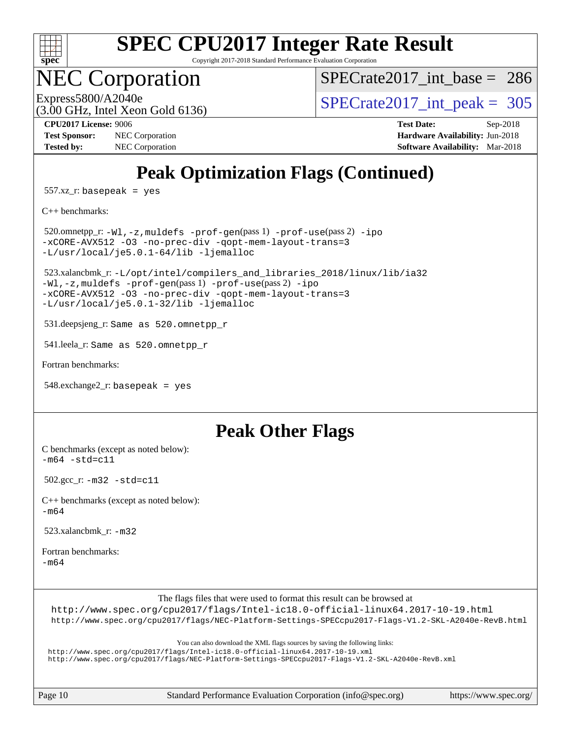# Peak Optimization Flags (Continued)

557.xz_r: `basepeak = yes`

C++ benchmarks:

520.omnetpp_r: `-Wl,-z,muldefs -prof-gen(pass 1) -prof-use(pass 2) -ipo -xCORE-AVX512 -O3 -no-prec-div -qopt-mem-layout-trans=3 -L/usr/local/je5.0.1-64/lib -ljemalloc`

523.xalancbmk_r: `-L/opt/intel/compilers_and_libraries_2018/linux/lib/ia32 -Wl,-z,muldefs -prof-gen(pass 1) -prof-use(pass 2) -ipo -xCORE-AVX512 -O3 -no-prec-div -qopt-mem-layout-trans=3 -L/usr/local/je5.0.1-32/lib -ljemalloc`

531.deepsjeng_r: `Same as 520.omnetpp_r`

541.leela_r: `Same as 520.omnetpp_r`

Fortran benchmarks:

548.exchange2_r: `basepeak = yes`

# Peak Other Flags

C benchmarks (except as noted below):
`-m64 -std=c11`

502.gcc_r: `-m32 -std=c11`

C++ benchmarks (except as noted below):
`-m64`

523.xalancbmk_r: `-m32`

Fortran benchmarks:
`-m64`

The flags files that were used to format this result can be browsed at
http://www.spec.org/cpu2017/flags/Intel-ic18.0-official-linux64.2017-10-19.html
http://www.spec.org/cpu2017/flags/NEC-Platform-Settings-SPECcpu2017-Flags-V1.2-SKL-A2040e-RevB.html

You can also download the XML flags sources by saving the following links:
http://www.spec.org/cpu2017/flags/Intel-ic18.0-official-linux64.2017-10-19.xml
http://www.spec.org/cpu2017/flags/NEC-Platform-Settings-SPECcpu2017-Flags-V1.2-SKL-A2040e-RevB.xml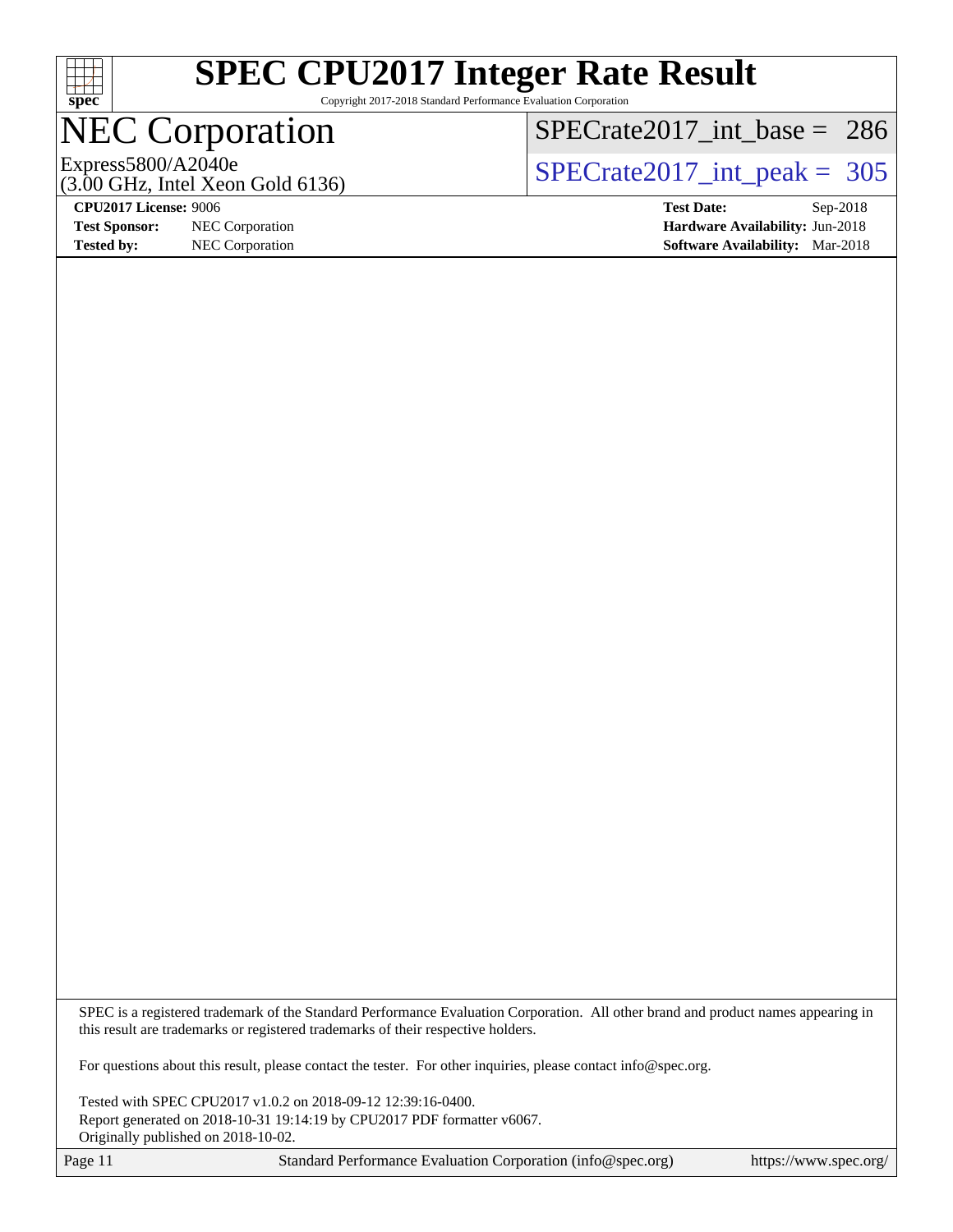SPEC is a registered trademark of the Standard Performance Evaluation Corporation. All other brand and product names appearing in this result are trademarks or registered trademarks of their respective holders.

For questions about this result, please contact the tester. For other inquiries, please contact info@spec.org.

Tested with SPEC CPU2017 v1.0.2 on 2018-09-12 12:39:16-0400.
Report generated on 2018-10-31 19:14:19 by CPU2017 PDF formatter v6067.
Originally published on 2018-10-02.